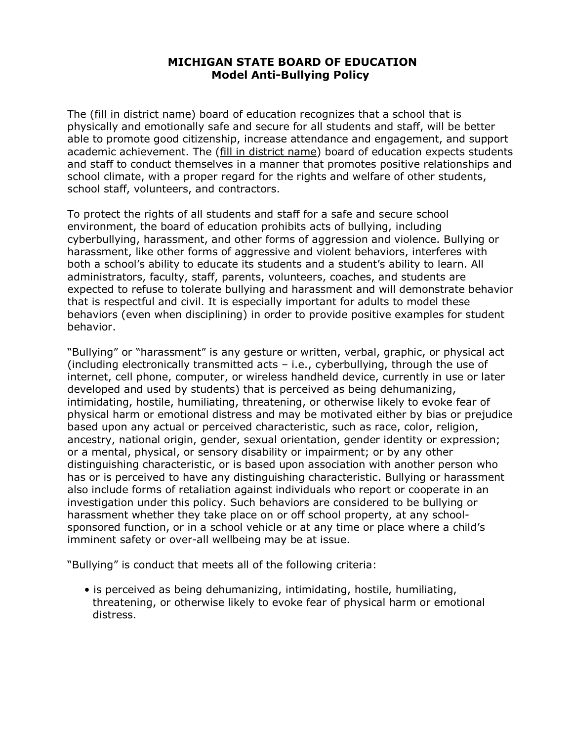# MICHIGAN STATE BOARD OF EDUCATION
## Model Anti-Bullying Policy

The (fill in district name) board of education recognizes that a school that is physically and emotionally safe and secure for all students and staff, will be better able to promote good citizenship, increase attendance and engagement, and support academic achievement. The (fill in district name) board of education expects students and staff to conduct themselves in a manner that promotes positive relationships and school climate, with a proper regard for the rights and welfare of other students, school staff, volunteers, and contractors.

To protect the rights of all students and staff for a safe and secure school environment, the board of education prohibits acts of bullying, including cyberbullying, harassment, and other forms of aggression and violence. Bullying or harassment, like other forms of aggressive and violent behaviors, interferes with both a school's ability to educate its students and a student's ability to learn. All administrators, faculty, staff, parents, volunteers, coaches, and students are expected to refuse to tolerate bullying and harassment and will demonstrate behavior that is respectful and civil. It is especially important for adults to model these behaviors (even when disciplining) in order to provide positive examples for student behavior.

"Bullying" or "harassment" is any gesture or written, verbal, graphic, or physical act (including electronically transmitted acts – i.e., cyberbullying, through the use of internet, cell phone, computer, or wireless handheld device, currently in use or later developed and used by students) that is perceived as being dehumanizing, intimidating, hostile, humiliating, threatening, or otherwise likely to evoke fear of physical harm or emotional distress and may be motivated either by bias or prejudice based upon any actual or perceived characteristic, such as race, color, religion, ancestry, national origin, gender, sexual orientation, gender identity or expression; or a mental, physical, or sensory disability or impairment; or by any other distinguishing characteristic, or is based upon association with another person who has or is perceived to have any distinguishing characteristic. Bullying or harassment also include forms of retaliation against individuals who report or cooperate in an investigation under this policy. Such behaviors are considered to be bullying or harassment whether they take place on or off school property, at any school-sponsored function, or in a school vehicle or at any time or place where a child's imminent safety or over-all wellbeing may be at issue.

"Bullying" is conduct that meets all of the following criteria:

- is perceived as being dehumanizing, intimidating, hostile, humiliating, threatening, or otherwise likely to evoke fear of physical harm or emotional distress.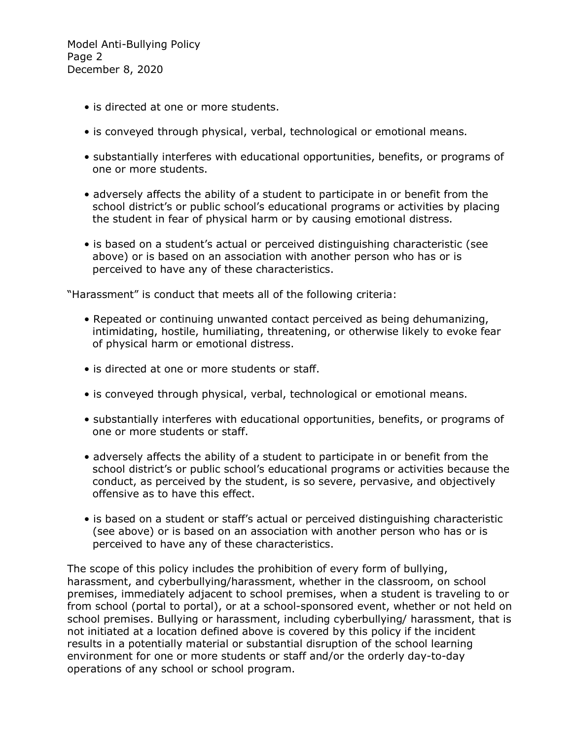- is directed at one or more students.
- is conveyed through physical, verbal, technological or emotional means.
- substantially interferes with educational opportunities, benefits, or programs of one or more students.
- adversely affects the ability of a student to participate in or benefit from the school district's or public school's educational programs or activities by placing the student in fear of physical harm or by causing emotional distress.
- is based on a student's actual or perceived distinguishing characteristic (see above) or is based on an association with another person who has or is perceived to have any of these characteristics.

"Harassment" is conduct that meets all of the following criteria:

- Repeated or continuing unwanted contact perceived as being dehumanizing, intimidating, hostile, humiliating, threatening, or otherwise likely to evoke fear of physical harm or emotional distress.
- is directed at one or more students or staff.
- is conveyed through physical, verbal, technological or emotional means.
- substantially interferes with educational opportunities, benefits, or programs of one or more students or staff.
- adversely affects the ability of a student to participate in or benefit from the school district's or public school's educational programs or activities because the conduct, as perceived by the student, is so severe, pervasive, and objectively offensive as to have this effect.
- is based on a student or staff's actual or perceived distinguishing characteristic (see above) or is based on an association with another person who has or is perceived to have any of these characteristics.

The scope of this policy includes the prohibition of every form of bullying, harassment, and cyberbullying/harassment, whether in the classroom, on school premises, immediately adjacent to school premises, when a student is traveling to or from school (portal to portal), or at a school-sponsored event, whether or not held on school premises. Bullying or harassment, including cyberbullying/ harassment, that is not initiated at a location defined above is covered by this policy if the incident results in a potentially material or substantial disruption of the school learning environment for one or more students or staff and/or the orderly day-to-day operations of any school or school program.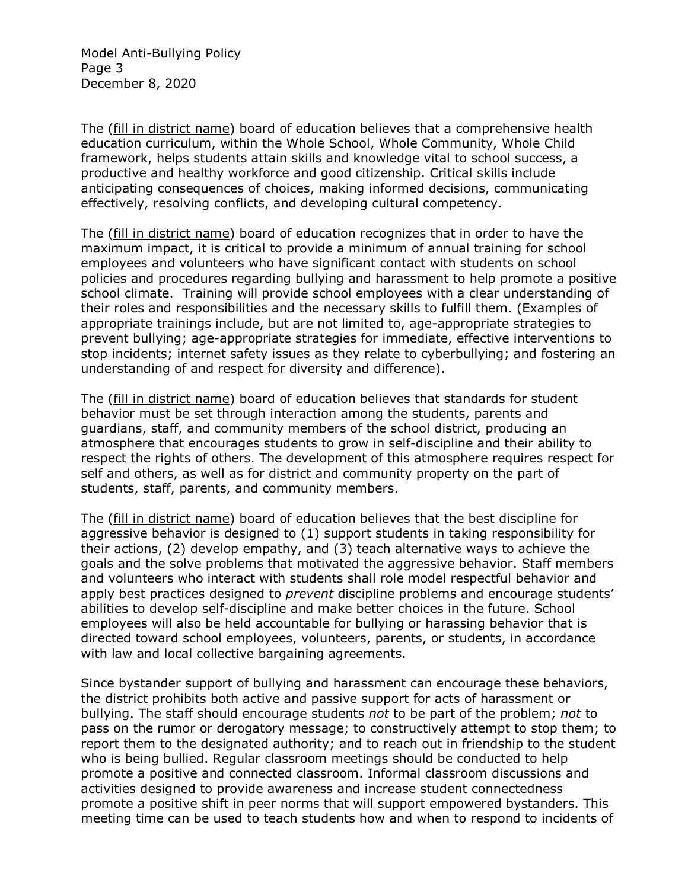The (<u>fill in district name</u>) board of education believes that a comprehensive health education curriculum, within the Whole School, Whole Community, Whole Child framework, helps students attain skills and knowledge vital to school success, a productive and healthy workforce and good citizenship. Critical skills include anticipating consequences of choices, making informed decisions, communicating effectively, resolving conflicts, and developing cultural competency.

The (<u>fill in district name</u>) board of education recognizes that in order to have the maximum impact, it is critical to provide a minimum of annual training for school employees and volunteers who have significant contact with students on school policies and procedures regarding bullying and harassment to help promote a positive school climate. Training will provide school employees with a clear understanding of their roles and responsibilities and the necessary skills to fulfill them. (Examples of appropriate trainings include, but are not limited to, age-appropriate strategies to prevent bullying; age-appropriate strategies for immediate, effective interventions to stop incidents; internet safety issues as they relate to cyberbullying; and fostering an understanding of and respect for diversity and difference).

The (<u>fill in district name</u>) board of education believes that standards for student behavior must be set through interaction among the students, parents and guardians, staff, and community members of the school district, producing an atmosphere that encourages students to grow in self-discipline and their ability to respect the rights of others. The development of this atmosphere requires respect for self and others, as well as for district and community property on the part of students, staff, parents, and community members.

The (<u>fill in district name</u>) board of education believes that the best discipline for aggressive behavior is designed to (1) support students in taking responsibility for their actions, (2) develop empathy, and (3) teach alternative ways to achieve the goals and the solve problems that motivated the aggressive behavior. Staff members and volunteers who interact with students shall role model respectful behavior and apply best practices designed to *prevent* discipline problems and encourage students' abilities to develop self-discipline and make better choices in the future. School employees will also be held accountable for bullying or harassing behavior that is directed toward school employees, volunteers, parents, or students, in accordance with law and local collective bargaining agreements.

Since bystander support of bullying and harassment can encourage these behaviors, the district prohibits both active and passive support for acts of harassment or bullying. The staff should encourage students *not* to be part of the problem; *not* to pass on the rumor or derogatory message; to constructively attempt to stop them; to report them to the designated authority; and to reach out in friendship to the student who is being bullied. Regular classroom meetings should be conducted to help promote a positive and connected classroom. Informal classroom discussions and activities designed to provide awareness and increase student connectedness promote a positive shift in peer norms that will support empowered bystanders. This meeting time can be used to teach students how and when to respond to incidents of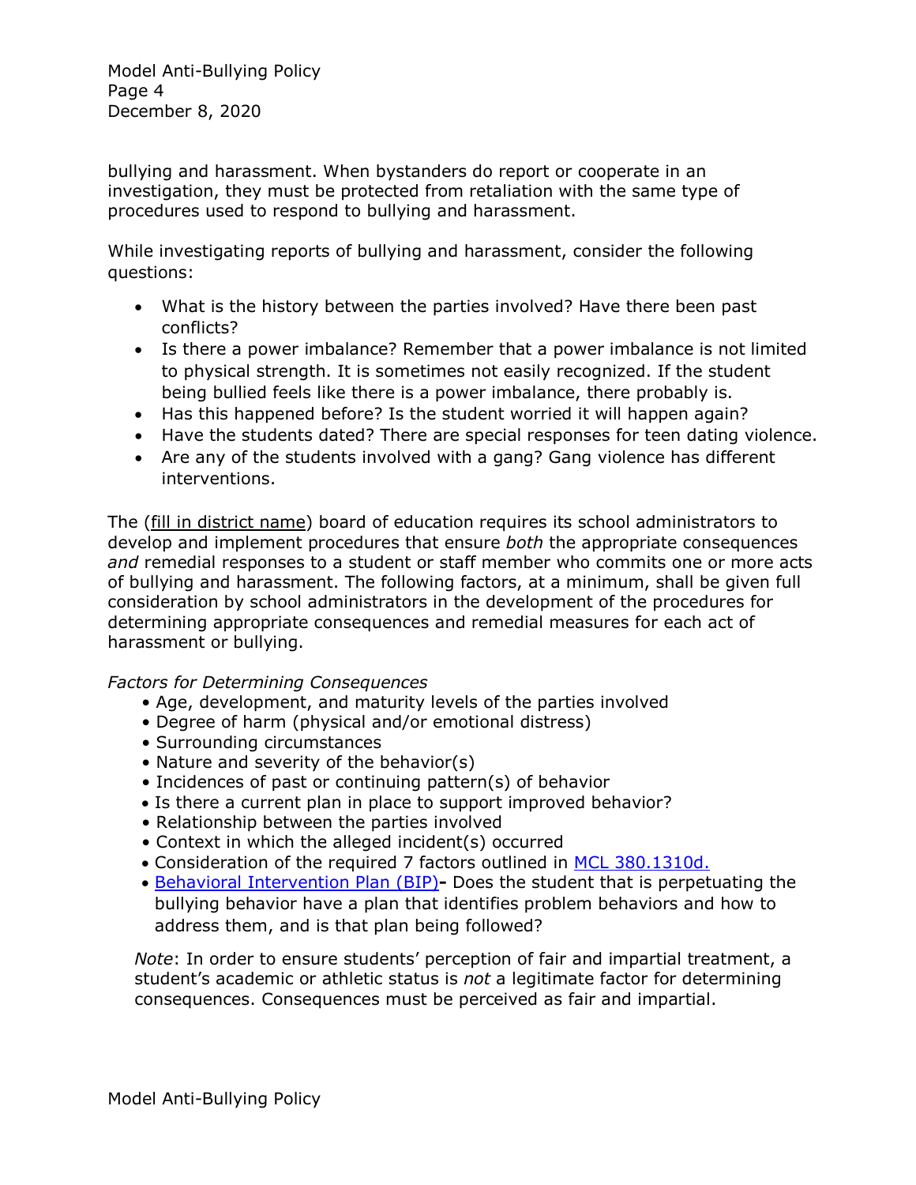bullying and harassment. When bystanders do report or cooperate in an investigation, they must be protected from retaliation with the same type of procedures used to respond to bullying and harassment.

While investigating reports of bullying and harassment, consider the following questions:

- What is the history between the parties involved? Have there been past conflicts?
- Is there a power imbalance? Remember that a power imbalance is not limited to physical strength. It is sometimes not easily recognized. If the student being bullied feels like there is a power imbalance, there probably is.
- Has this happened before? Is the student worried it will happen again?
- Have the students dated? There are special responses for teen dating violence.
- Are any of the students involved with a gang? Gang violence has different interventions.

The (fill in district name) board of education requires its school administrators to develop and implement procedures that ensure *both* the appropriate consequences *and* remedial responses to a student or staff member who commits one or more acts of bullying and harassment. The following factors, at a minimum, shall be given full consideration by school administrators in the development of the procedures for determining appropriate consequences and remedial measures for each act of harassment or bullying.

*Factors for Determining Consequences*

- Age, development, and maturity levels of the parties involved
- Degree of harm (physical and/or emotional distress)
- Surrounding circumstances
- Nature and severity of the behavior(s)
- Incidences of past or continuing pattern(s) of behavior
- Is there a current plan in place to support improved behavior?
- Relationship between the parties involved
- Context in which the alleged incident(s) occurred
- Consideration of the required 7 factors outlined in MCL 380.1310d.
- Behavioral Intervention Plan (BIP)**-** Does the student that is perpetuating the bullying behavior have a plan that identifies problem behaviors and how to address them, and is that plan being followed?

*Note*: In order to ensure students' perception of fair and impartial treatment, a student's academic or athletic status is *not* a legitimate factor for determining consequences. Consequences must be perceived as fair and impartial.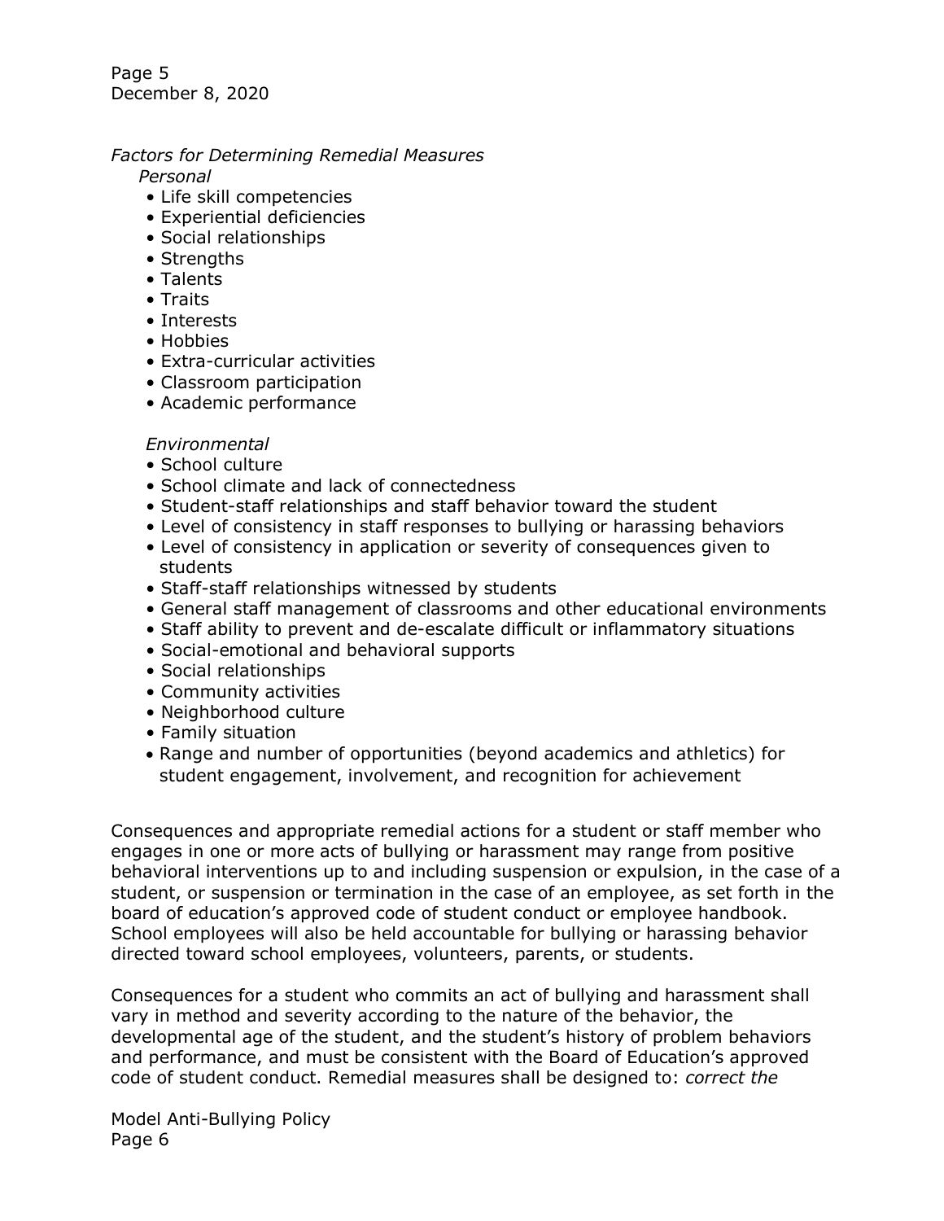*Factors for Determining Remedial Measures*

*Personal*

- Life skill competencies
- Experiential deficiencies
- Social relationships
- Strengths
- Talents
- Traits
- Interests
- Hobbies
- Extra-curricular activities
- Classroom participation
- Academic performance

*Environmental*

- School culture
- School climate and lack of connectedness
- Student-staff relationships and staff behavior toward the student
- Level of consistency in staff responses to bullying or harassing behaviors
- Level of consistency in application or severity of consequences given to students
- Staff-staff relationships witnessed by students
- General staff management of classrooms and other educational environments
- Staff ability to prevent and de-escalate difficult or inflammatory situations
- Social-emotional and behavioral supports
- Social relationships
- Community activities
- Neighborhood culture
- Family situation
- Range and number of opportunities (beyond academics and athletics) for student engagement, involvement, and recognition for achievement

Consequences and appropriate remedial actions for a student or staff member who engages in one or more acts of bullying or harassment may range from positive behavioral interventions up to and including suspension or expulsion, in the case of a student, or suspension or termination in the case of an employee, as set forth in the board of education's approved code of student conduct or employee handbook. School employees will also be held accountable for bullying or harassing behavior directed toward school employees, volunteers, parents, or students.

Consequences for a student who commits an act of bullying and harassment shall vary in method and severity according to the nature of the behavior, the developmental age of the student, and the student's history of problem behaviors and performance, and must be consistent with the Board of Education's approved code of student conduct. Remedial measures shall be designed to: *correct the*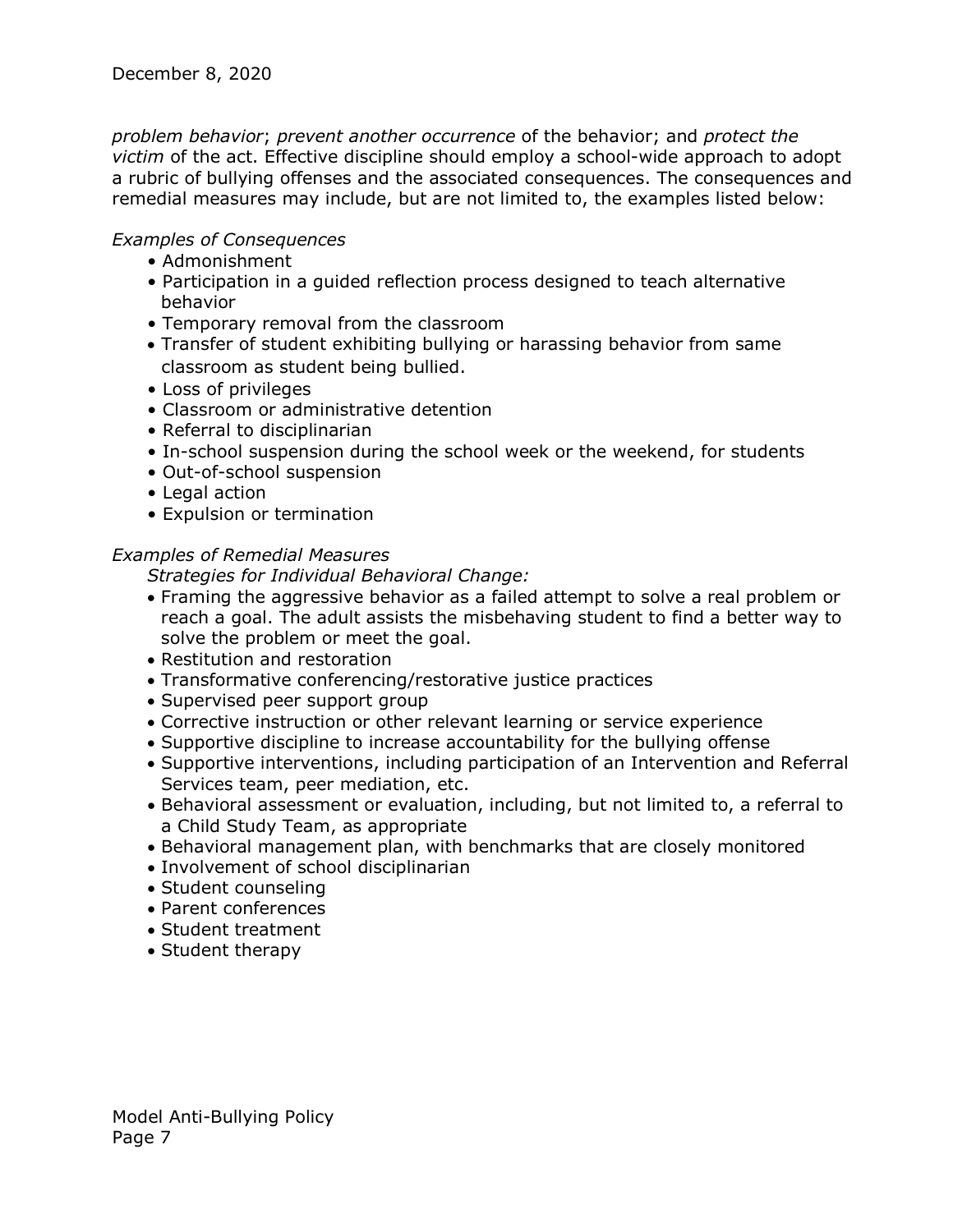*problem behavior*; *prevent another occurrence* of the behavior; and *protect the victim* of the act. Effective discipline should employ a school-wide approach to adopt a rubric of bullying offenses and the associated consequences. The consequences and remedial measures may include, but are not limited to, the examples listed below:

*Examples of Consequences*

- Admonishment
- Participation in a guided reflection process designed to teach alternative behavior
- Temporary removal from the classroom
- Transfer of student exhibiting bullying or harassing behavior from same classroom as student being bullied.
- Loss of privileges
- Classroom or administrative detention
- Referral to disciplinarian
- In-school suspension during the school week or the weekend, for students
- Out-of-school suspension
- Legal action
- Expulsion or termination

*Examples of Remedial Measures*

*Strategies for Individual Behavioral Change:*

- Framing the aggressive behavior as a failed attempt to solve a real problem or reach a goal. The adult assists the misbehaving student to find a better way to solve the problem or meet the goal.
- Restitution and restoration
- Transformative conferencing/restorative justice practices
- Supervised peer support group
- Corrective instruction or other relevant learning or service experience
- Supportive discipline to increase accountability for the bullying offense
- Supportive interventions, including participation of an Intervention and Referral Services team, peer mediation, etc.
- Behavioral assessment or evaluation, including, but not limited to, a referral to a Child Study Team, as appropriate
- Behavioral management plan, with benchmarks that are closely monitored
- Involvement of school disciplinarian
- Student counseling
- Parent conferences
- Student treatment
- Student therapy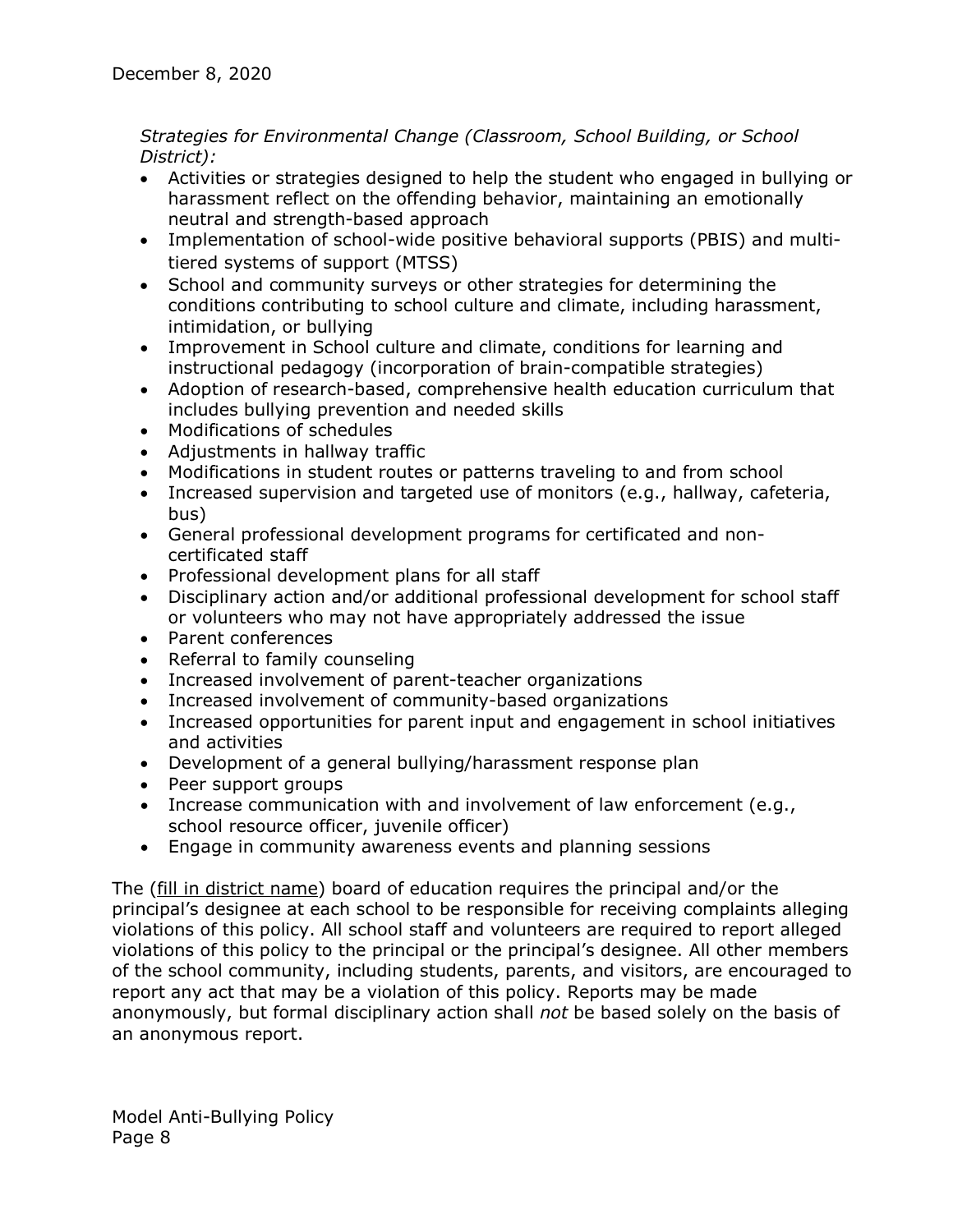*Strategies for Environmental Change (Classroom, School Building, or School District):*

- Activities or strategies designed to help the student who engaged in bullying or harassment reflect on the offending behavior, maintaining an emotionally neutral and strength-based approach
- Implementation of school-wide positive behavioral supports (PBIS) and multi-tiered systems of support (MTSS)
- School and community surveys or other strategies for determining the conditions contributing to school culture and climate, including harassment, intimidation, or bullying
- Improvement in School culture and climate, conditions for learning and instructional pedagogy (incorporation of brain-compatible strategies)
- Adoption of research-based, comprehensive health education curriculum that includes bullying prevention and needed skills
- Modifications of schedules
- Adjustments in hallway traffic
- Modifications in student routes or patterns traveling to and from school
- Increased supervision and targeted use of monitors (e.g., hallway, cafeteria, bus)
- General professional development programs for certificated and non-certificated staff
- Professional development plans for all staff
- Disciplinary action and/or additional professional development for school staff or volunteers who may not have appropriately addressed the issue
- Parent conferences
- Referral to family counseling
- Increased involvement of parent-teacher organizations
- Increased involvement of community-based organizations
- Increased opportunities for parent input and engagement in school initiatives and activities
- Development of a general bullying/harassment response plan
- Peer support groups
- Increase communication with and involvement of law enforcement (e.g., school resource officer, juvenile officer)
- Engage in community awareness events and planning sessions

The (<u>fill in district name</u>) board of education requires the principal and/or the principal's designee at each school to be responsible for receiving complaints alleging violations of this policy. All school staff and volunteers are required to report alleged violations of this policy to the principal or the principal's designee. All other members of the school community, including students, parents, and visitors, are encouraged to report any act that may be a violation of this policy. Reports may be made anonymously, but formal disciplinary action shall *not* be based solely on the basis of an anonymous report.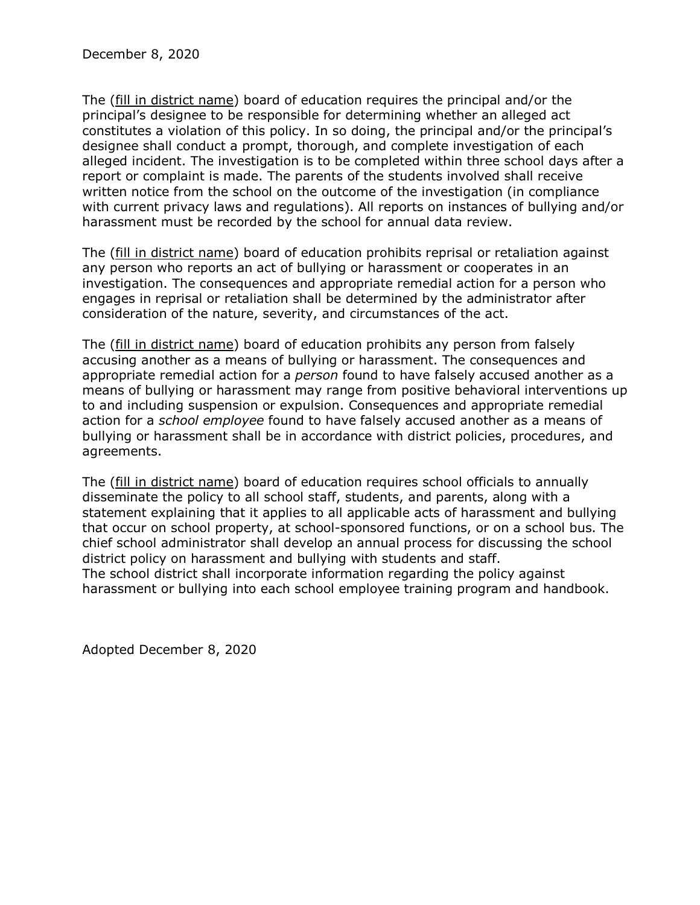December 8, 2020

The (fill in district name) board of education requires the principal and/or the principal's designee to be responsible for determining whether an alleged act constitutes a violation of this policy. In so doing, the principal and/or the principal's designee shall conduct a prompt, thorough, and complete investigation of each alleged incident. The investigation is to be completed within three school days after a report or complaint is made. The parents of the students involved shall receive written notice from the school on the outcome of the investigation (in compliance with current privacy laws and regulations). All reports on instances of bullying and/or harassment must be recorded by the school for annual data review.

The (fill in district name) board of education prohibits reprisal or retaliation against any person who reports an act of bullying or harassment or cooperates in an investigation. The consequences and appropriate remedial action for a person who engages in reprisal or retaliation shall be determined by the administrator after consideration of the nature, severity, and circumstances of the act.

The (fill in district name) board of education prohibits any person from falsely accusing another as a means of bullying or harassment. The consequences and appropriate remedial action for a *person* found to have falsely accused another as a means of bullying or harassment may range from positive behavioral interventions up to and including suspension or expulsion. Consequences and appropriate remedial action for a *school employee* found to have falsely accused another as a means of bullying or harassment shall be in accordance with district policies, procedures, and agreements.

The (fill in district name) board of education requires school officials to annually disseminate the policy to all school staff, students, and parents, along with a statement explaining that it applies to all applicable acts of harassment and bullying that occur on school property, at school-sponsored functions, or on a school bus. The chief school administrator shall develop an annual process for discussing the school district policy on harassment and bullying with students and staff.
The school district shall incorporate information regarding the policy against harassment or bullying into each school employee training program and handbook.

Adopted December 8, 2020